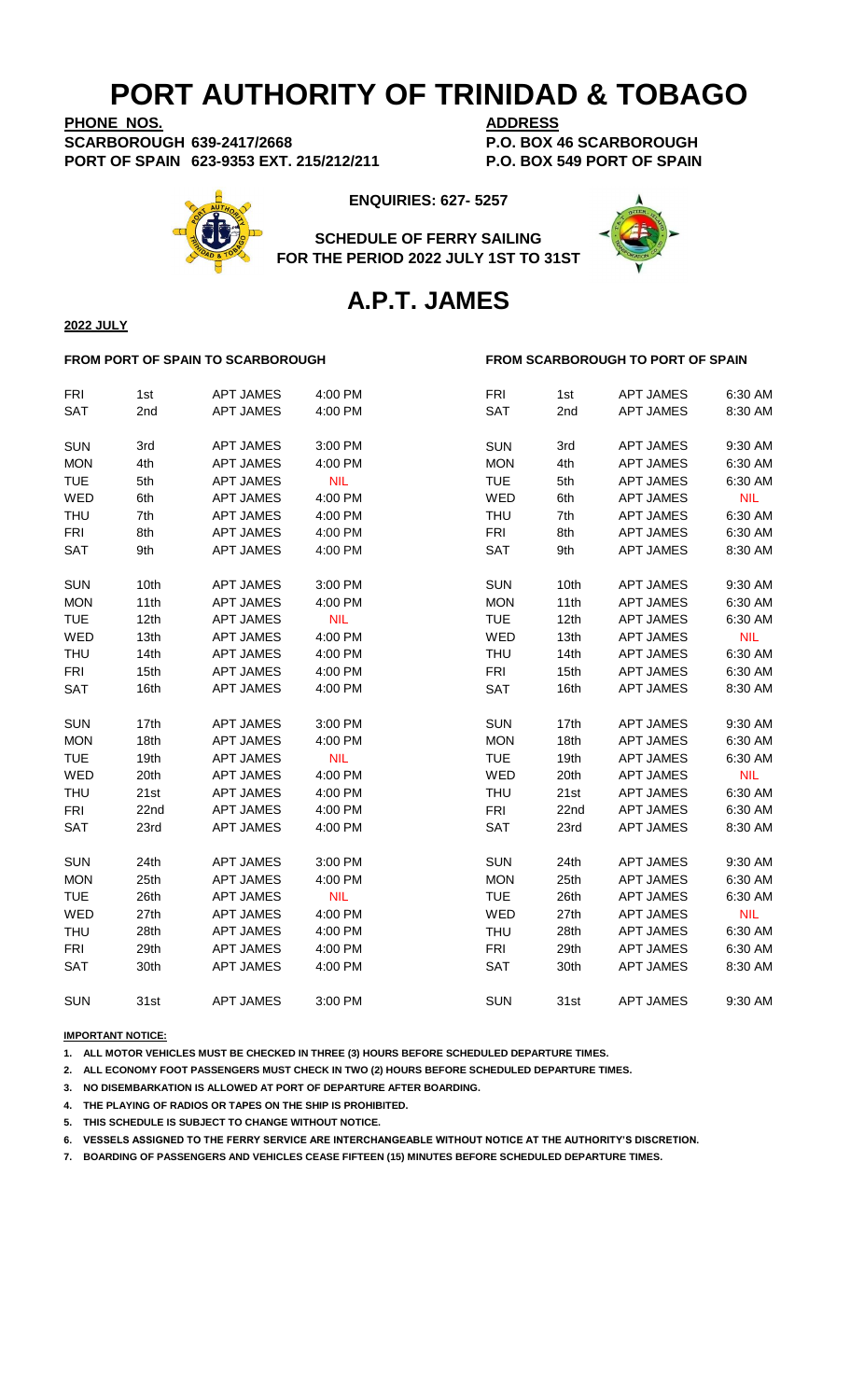# PORT AUTHORITY OF TRINIDAD & TOBAGO

**PHONE NOS.**
**SCARBOROUGH 639-2417/2668**
**PORT OF SPAIN 623-9353 EXT. 215/212/211**

**ADDRESS**
**P.O. BOX 46 SCARBOROUGH**
**P.O. BOX 549 PORT OF SPAIN**

**ENQUIRIES: 627- 5257**

**SCHEDULE OF FERRY SAILING**
**FOR THE PERIOD 2022 JULY 1ST TO 31ST**

## A.P.T. JAMES

**2022 JULY**

| FROM PORT OF SPAIN TO SCARBOROUGH | | | | FROM SCARBOROUGH TO PORT OF SPAIN | | | |
|---|---|---|---|---|---|---|---|
| FRI | 1st | APT JAMES | 4:00 PM | FRI | 1st | APT JAMES | 6:30 AM |
| SAT | 2nd | APT JAMES | 4:00 PM | SAT | 2nd | APT JAMES | 8:30 AM |
| SUN | 3rd | APT JAMES | 3:00 PM | SUN | 3rd | APT JAMES | 9:30 AM |
| MON | 4th | APT JAMES | 4:00 PM | MON | 4th | APT JAMES | 6:30 AM |
| TUE | 5th | APT JAMES | NIL | TUE | 5th | APT JAMES | 6:30 AM |
| WED | 6th | APT JAMES | 4:00 PM | WED | 6th | APT JAMES | NIL |
| THU | 7th | APT JAMES | 4:00 PM | THU | 7th | APT JAMES | 6:30 AM |
| FRI | 8th | APT JAMES | 4:00 PM | FRI | 8th | APT JAMES | 6:30 AM |
| SAT | 9th | APT JAMES | 4:00 PM | SAT | 9th | APT JAMES | 8:30 AM |
| SUN | 10th | APT JAMES | 3:00 PM | SUN | 10th | APT JAMES | 9:30 AM |
| MON | 11th | APT JAMES | 4:00 PM | MON | 11th | APT JAMES | 6:30 AM |
| TUE | 12th | APT JAMES | NIL | TUE | 12th | APT JAMES | 6:30 AM |
| WED | 13th | APT JAMES | 4:00 PM | WED | 13th | APT JAMES | NIL |
| THU | 14th | APT JAMES | 4:00 PM | THU | 14th | APT JAMES | 6:30 AM |
| FRI | 15th | APT JAMES | 4:00 PM | FRI | 15th | APT JAMES | 6:30 AM |
| SAT | 16th | APT JAMES | 4:00 PM | SAT | 16th | APT JAMES | 8:30 AM |
| SUN | 17th | APT JAMES | 3:00 PM | SUN | 17th | APT JAMES | 9:30 AM |
| MON | 18th | APT JAMES | 4:00 PM | MON | 18th | APT JAMES | 6:30 AM |
| TUE | 19th | APT JAMES | NIL | TUE | 19th | APT JAMES | 6:30 AM |
| WED | 20th | APT JAMES | 4:00 PM | WED | 20th | APT JAMES | NIL |
| THU | 21st | APT JAMES | 4:00 PM | THU | 21st | APT JAMES | 6:30 AM |
| FRI | 22nd | APT JAMES | 4:00 PM | FRI | 22nd | APT JAMES | 6:30 AM |
| SAT | 23rd | APT JAMES | 4:00 PM | SAT | 23rd | APT JAMES | 8:30 AM |
| SUN | 24th | APT JAMES | 3:00 PM | SUN | 24th | APT JAMES | 9:30 AM |
| MON | 25th | APT JAMES | 4:00 PM | MON | 25th | APT JAMES | 6:30 AM |
| TUE | 26th | APT JAMES | NIL | TUE | 26th | APT JAMES | 6:30 AM |
| WED | 27th | APT JAMES | 4:00 PM | WED | 27th | APT JAMES | NIL |
| THU | 28th | APT JAMES | 4:00 PM | THU | 28th | APT JAMES | 6:30 AM |
| FRI | 29th | APT JAMES | 4:00 PM | FRI | 29th | APT JAMES | 6:30 AM |
| SAT | 30th | APT JAMES | 4:00 PM | SAT | 30th | APT JAMES | 8:30 AM |
| SUN | 31st | APT JAMES | 3:00 PM | SUN | 31st | APT JAMES | 9:30 AM |

**IMPORTANT NOTICE:**

1. **ALL MOTOR VEHICLES MUST BE CHECKED IN THREE (3) HOURS BEFORE SCHEDULED DEPARTURE TIMES.**
2. **ALL ECONOMY FOOT PASSENGERS MUST CHECK IN TWO (2) HOURS BEFORE SCHEDULED DEPARTURE TIMES.**
3. **NO DISEMBARKATION IS ALLOWED AT PORT OF DEPARTURE AFTER BOARDING.**
4. **THE PLAYING OF RADIOS OR TAPES ON THE SHIP IS PROHIBITED.**
5. **THIS SCHEDULE IS SUBJECT TO CHANGE WITHOUT NOTICE.**
6. **VESSELS ASSIGNED TO THE FERRY SERVICE ARE INTERCHANGEABLE WITHOUT NOTICE AT THE AUTHORITY'S DISCRETION.**
7. **BOARDING OF PASSENGERS AND VEHICLES CEASE FIFTEEN (15) MINUTES BEFORE SCHEDULED DEPARTURE TIMES.**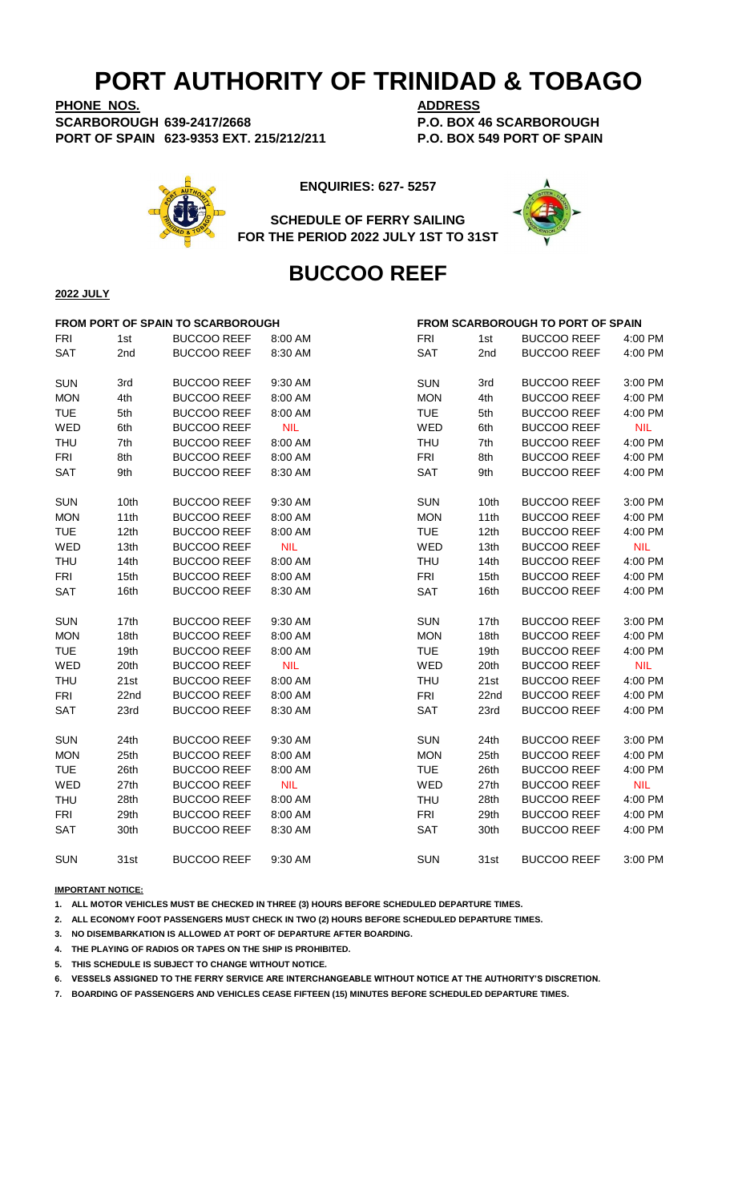# PORT AUTHORITY OF TRINIDAD & TOBAGO

**PHONE NOS.**
**SCARBOROUGH 639-2417/2668**
**PORT OF SPAIN 623-9353 EXT. 215/212/211**

**ADDRESS**
**P.O. BOX 46 SCARBOROUGH**
**P.O. BOX 549 PORT OF SPAIN**

**ENQUIRIES: 627- 5257**

**SCHEDULE OF FERRY SAILING**
**FOR THE PERIOD 2022 JULY 1ST TO 31ST**

## BUCCOO REEF

**2022 JULY**

| FROM PORT OF SPAIN TO SCARBOROUGH | | | | FROM SCARBOROUGH TO PORT OF SPAIN | | | |
|---|---|---|---|---|---|---|---|
| FRI | 1st | BUCCOO REEF | 8:00 AM | FRI | 1st | BUCCOO REEF | 4:00 PM |
| SAT | 2nd | BUCCOO REEF | 8:30 AM | SAT | 2nd | BUCCOO REEF | 4:00 PM |
| SUN | 3rd | BUCCOO REEF | 9:30 AM | SUN | 3rd | BUCCOO REEF | 3:00 PM |
| MON | 4th | BUCCOO REEF | 8:00 AM | MON | 4th | BUCCOO REEF | 4:00 PM |
| TUE | 5th | BUCCOO REEF | 8:00 AM | TUE | 5th | BUCCOO REEF | 4:00 PM |
| WED | 6th | BUCCOO REEF | NIL | WED | 6th | BUCCOO REEF | NIL |
| THU | 7th | BUCCOO REEF | 8:00 AM | THU | 7th | BUCCOO REEF | 4:00 PM |
| FRI | 8th | BUCCOO REEF | 8:00 AM | FRI | 8th | BUCCOO REEF | 4:00 PM |
| SAT | 9th | BUCCOO REEF | 8:30 AM | SAT | 9th | BUCCOO REEF | 4:00 PM |
| SUN | 10th | BUCCOO REEF | 9:30 AM | SUN | 10th | BUCCOO REEF | 3:00 PM |
| MON | 11th | BUCCOO REEF | 8:00 AM | MON | 11th | BUCCOO REEF | 4:00 PM |
| TUE | 12th | BUCCOO REEF | 8:00 AM | TUE | 12th | BUCCOO REEF | 4:00 PM |
| WED | 13th | BUCCOO REEF | NIL | WED | 13th | BUCCOO REEF | NIL |
| THU | 14th | BUCCOO REEF | 8:00 AM | THU | 14th | BUCCOO REEF | 4:00 PM |
| FRI | 15th | BUCCOO REEF | 8:00 AM | FRI | 15th | BUCCOO REEF | 4:00 PM |
| SAT | 16th | BUCCOO REEF | 8:30 AM | SAT | 16th | BUCCOO REEF | 4:00 PM |
| SUN | 17th | BUCCOO REEF | 9:30 AM | SUN | 17th | BUCCOO REEF | 3:00 PM |
| MON | 18th | BUCCOO REEF | 8:00 AM | MON | 18th | BUCCOO REEF | 4:00 PM |
| TUE | 19th | BUCCOO REEF | 8:00 AM | TUE | 19th | BUCCOO REEF | 4:00 PM |
| WED | 20th | BUCCOO REEF | NIL | WED | 20th | BUCCOO REEF | NIL |
| THU | 21st | BUCCOO REEF | 8:00 AM | THU | 21st | BUCCOO REEF | 4:00 PM |
| FRI | 22nd | BUCCOO REEF | 8:00 AM | FRI | 22nd | BUCCOO REEF | 4:00 PM |
| SAT | 23rd | BUCCOO REEF | 8:30 AM | SAT | 23rd | BUCCOO REEF | 4:00 PM |
| SUN | 24th | BUCCOO REEF | 9:30 AM | SUN | 24th | BUCCOO REEF | 3:00 PM |
| MON | 25th | BUCCOO REEF | 8:00 AM | MON | 25th | BUCCOO REEF | 4:00 PM |
| TUE | 26th | BUCCOO REEF | 8:00 AM | TUE | 26th | BUCCOO REEF | 4:00 PM |
| WED | 27th | BUCCOO REEF | NIL | WED | 27th | BUCCOO REEF | NIL |
| THU | 28th | BUCCOO REEF | 8:00 AM | THU | 28th | BUCCOO REEF | 4:00 PM |
| FRI | 29th | BUCCOO REEF | 8:00 AM | FRI | 29th | BUCCOO REEF | 4:00 PM |
| SAT | 30th | BUCCOO REEF | 8:30 AM | SAT | 30th | BUCCOO REEF | 4:00 PM |
| SUN | 31st | BUCCOO REEF | 9:30 AM | SUN | 31st | BUCCOO REEF | 3:00 PM |

**IMPORTANT NOTICE:**

1. **ALL MOTOR VEHICLES MUST BE CHECKED IN THREE (3) HOURS BEFORE SCHEDULED DEPARTURE TIMES.**
2. **ALL ECONOMY FOOT PASSENGERS MUST CHECK IN TWO (2) HOURS BEFORE SCHEDULED DEPARTURE TIMES.**
3. **NO DISEMBARKATION IS ALLOWED AT PORT OF DEPARTURE AFTER BOARDING.**
4. **THE PLAYING OF RADIOS OR TAPES ON THE SHIP IS PROHIBITED.**
5. **THIS SCHEDULE IS SUBJECT TO CHANGE WITHOUT NOTICE.**
6. **VESSELS ASSIGNED TO THE FERRY SERVICE ARE INTERCHANGEABLE WITHOUT NOTICE AT THE AUTHORITY'S DISCRETION.**
7. **BOARDING OF PASSENGERS AND VEHICLES CEASE FIFTEEN (15) MINUTES BEFORE SCHEDULED DEPARTURE TIMES.**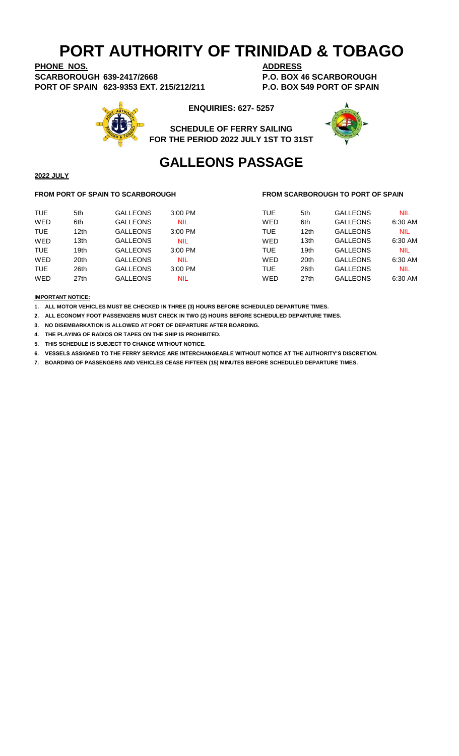# PORT AUTHORITY OF TRINIDAD & TOBAGO

**PHONE NOS.**
**SCARBOROUGH 639-2417/2668**
**PORT OF SPAIN 623-9353 EXT. 215/212/211**

**ADDRESS**
**P.O. BOX 46 SCARBOROUGH**
**P.O. BOX 549 PORT OF SPAIN**

**ENQUIRIES: 627- 5257**

**SCHEDULE OF FERRY SAILING**
**FOR THE PERIOD 2022 JULY 1ST TO 31ST**

## GALLEONS PASSAGE

**2022 JULY**

**FROM PORT OF SPAIN TO SCARBOROUGH**

| | | | |
|---|---|---|---|
| TUE | 5th | GALLEONS | 3:00 PM |
| WED | 6th | GALLEONS | NIL |
| TUE | 12th | GALLEONS | 3:00 PM |
| WED | 13th | GALLEONS | NIL |
| TUE | 19th | GALLEONS | 3:00 PM |
| WED | 20th | GALLEONS | NIL |
| TUE | 26th | GALLEONS | 3:00 PM |
| WED | 27th | GALLEONS | NIL |

**FROM SCARBOROUGH TO PORT OF SPAIN**

| | | | |
|---|---|---|---|
| TUE | 5th | GALLEONS | NIL |
| WED | 6th | GALLEONS | 6:30 AM |
| TUE | 12th | GALLEONS | NIL |
| WED | 13th | GALLEONS | 6:30 AM |
| TUE | 19th | GALLEONS | NIL |
| WED | 20th | GALLEONS | 6:30 AM |
| TUE | 26th | GALLEONS | NIL |
| WED | 27th | GALLEONS | 6:30 AM |

**IMPORTANT NOTICE:**

1. **ALL MOTOR VEHICLES MUST BE CHECKED IN THREE (3) HOURS BEFORE SCHEDULED DEPARTURE TIMES.**
2. **ALL ECONOMY FOOT PASSENGERS MUST CHECK IN TWO (2) HOURS BEFORE SCHEDULED DEPARTURE TIMES.**
3. **NO DISEMBARKATION IS ALLOWED AT PORT OF DEPARTURE AFTER BOARDING.**
4. **THE PLAYING OF RADIOS OR TAPES ON THE SHIP IS PROHIBITED.**
5. **THIS SCHEDULE IS SUBJECT TO CHANGE WITHOUT NOTICE.**
6. **VESSELS ASSIGNED TO THE FERRY SERVICE ARE INTERCHANGEABLE WITHOUT NOTICE AT THE AUTHORITY'S DISCRETION.**
7. **BOARDING OF PASSENGERS AND VEHICLES CEASE FIFTEEN (15) MINUTES BEFORE SCHEDULED DEPARTURE TIMES.**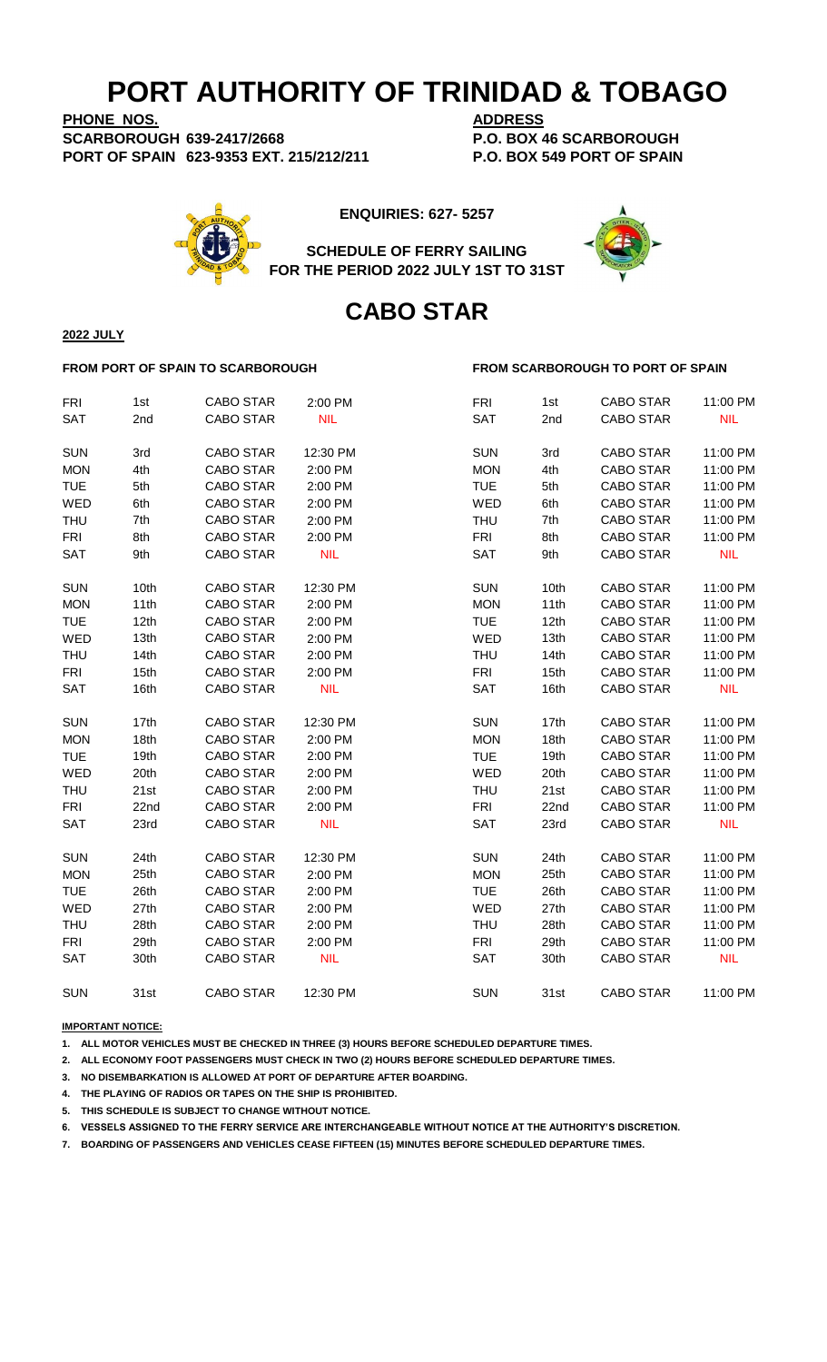# PORT AUTHORITY OF TRINIDAD & TOBAGO

**PHONE NOS.**
**SCARBOROUGH 639-2417/2668**
**PORT OF SPAIN 623-9353 EXT. 215/212/211**

**ADDRESS**
**P.O. BOX 46 SCARBOROUGH**
**P.O. BOX 549 PORT OF SPAIN**

**ENQUIRIES: 627- 5257**

**SCHEDULE OF FERRY SAILING**
**FOR THE PERIOD 2022 JULY 1ST TO 31ST**

# CABO STAR

**2022 JULY**

| FROM PORT OF SPAIN TO SCARBOROUGH | | | | FROM SCARBOROUGH TO PORT OF SPAIN | | | |
|---|---|---|---|---|---|---|---|
| FRI | 1st | CABO STAR | 2:00 PM | FRI | 1st | CABO STAR | 11:00 PM |
| SAT | 2nd | CABO STAR | NIL | SAT | 2nd | CABO STAR | NIL |
| SUN | 3rd | CABO STAR | 12:30 PM | SUN | 3rd | CABO STAR | 11:00 PM |
| MON | 4th | CABO STAR | 2:00 PM | MON | 4th | CABO STAR | 11:00 PM |
| TUE | 5th | CABO STAR | 2:00 PM | TUE | 5th | CABO STAR | 11:00 PM |
| WED | 6th | CABO STAR | 2:00 PM | WED | 6th | CABO STAR | 11:00 PM |
| THU | 7th | CABO STAR | 2:00 PM | THU | 7th | CABO STAR | 11:00 PM |
| FRI | 8th | CABO STAR | 2:00 PM | FRI | 8th | CABO STAR | 11:00 PM |
| SAT | 9th | CABO STAR | NIL | SAT | 9th | CABO STAR | NIL |
| SUN | 10th | CABO STAR | 12:30 PM | SUN | 10th | CABO STAR | 11:00 PM |
| MON | 11th | CABO STAR | 2:00 PM | MON | 11th | CABO STAR | 11:00 PM |
| TUE | 12th | CABO STAR | 2:00 PM | TUE | 12th | CABO STAR | 11:00 PM |
| WED | 13th | CABO STAR | 2:00 PM | WED | 13th | CABO STAR | 11:00 PM |
| THU | 14th | CABO STAR | 2:00 PM | THU | 14th | CABO STAR | 11:00 PM |
| FRI | 15th | CABO STAR | 2:00 PM | FRI | 15th | CABO STAR | 11:00 PM |
| SAT | 16th | CABO STAR | NIL | SAT | 16th | CABO STAR | NIL |
| SUN | 17th | CABO STAR | 12:30 PM | SUN | 17th | CABO STAR | 11:00 PM |
| MON | 18th | CABO STAR | 2:00 PM | MON | 18th | CABO STAR | 11:00 PM |
| TUE | 19th | CABO STAR | 2:00 PM | TUE | 19th | CABO STAR | 11:00 PM |
| WED | 20th | CABO STAR | 2:00 PM | WED | 20th | CABO STAR | 11:00 PM |
| THU | 21st | CABO STAR | 2:00 PM | THU | 21st | CABO STAR | 11:00 PM |
| FRI | 22nd | CABO STAR | 2:00 PM | FRI | 22nd | CABO STAR | 11:00 PM |
| SAT | 23rd | CABO STAR | NIL | SAT | 23rd | CABO STAR | NIL |
| SUN | 24th | CABO STAR | 12:30 PM | SUN | 24th | CABO STAR | 11:00 PM |
| MON | 25th | CABO STAR | 2:00 PM | MON | 25th | CABO STAR | 11:00 PM |
| TUE | 26th | CABO STAR | 2:00 PM | TUE | 26th | CABO STAR | 11:00 PM |
| WED | 27th | CABO STAR | 2:00 PM | WED | 27th | CABO STAR | 11:00 PM |
| THU | 28th | CABO STAR | 2:00 PM | THU | 28th | CABO STAR | 11:00 PM |
| FRI | 29th | CABO STAR | 2:00 PM | FRI | 29th | CABO STAR | 11:00 PM |
| SAT | 30th | CABO STAR | NIL | SAT | 30th | CABO STAR | NIL |
| SUN | 31st | CABO STAR | 12:30 PM | SUN | 31st | CABO STAR | 11:00 PM |

**IMPORTANT NOTICE:**

1. **ALL MOTOR VEHICLES MUST BE CHECKED IN THREE (3) HOURS BEFORE SCHEDULED DEPARTURE TIMES.**
2. **ALL ECONOMY FOOT PASSENGERS MUST CHECK IN TWO (2) HOURS BEFORE SCHEDULED DEPARTURE TIMES.**
3. **NO DISEMBARKATION IS ALLOWED AT PORT OF DEPARTURE AFTER BOARDING.**
4. **THE PLAYING OF RADIOS OR TAPES ON THE SHIP IS PROHIBITED.**
5. **THIS SCHEDULE IS SUBJECT TO CHANGE WITHOUT NOTICE.**
6. **VESSELS ASSIGNED TO THE FERRY SERVICE ARE INTERCHANGEABLE WITHOUT NOTICE AT THE AUTHORITY'S DISCRETION.**
7. **BOARDING OF PASSENGERS AND VEHICLES CEASE FIFTEEN (15) MINUTES BEFORE SCHEDULED DEPARTURE TIMES.**